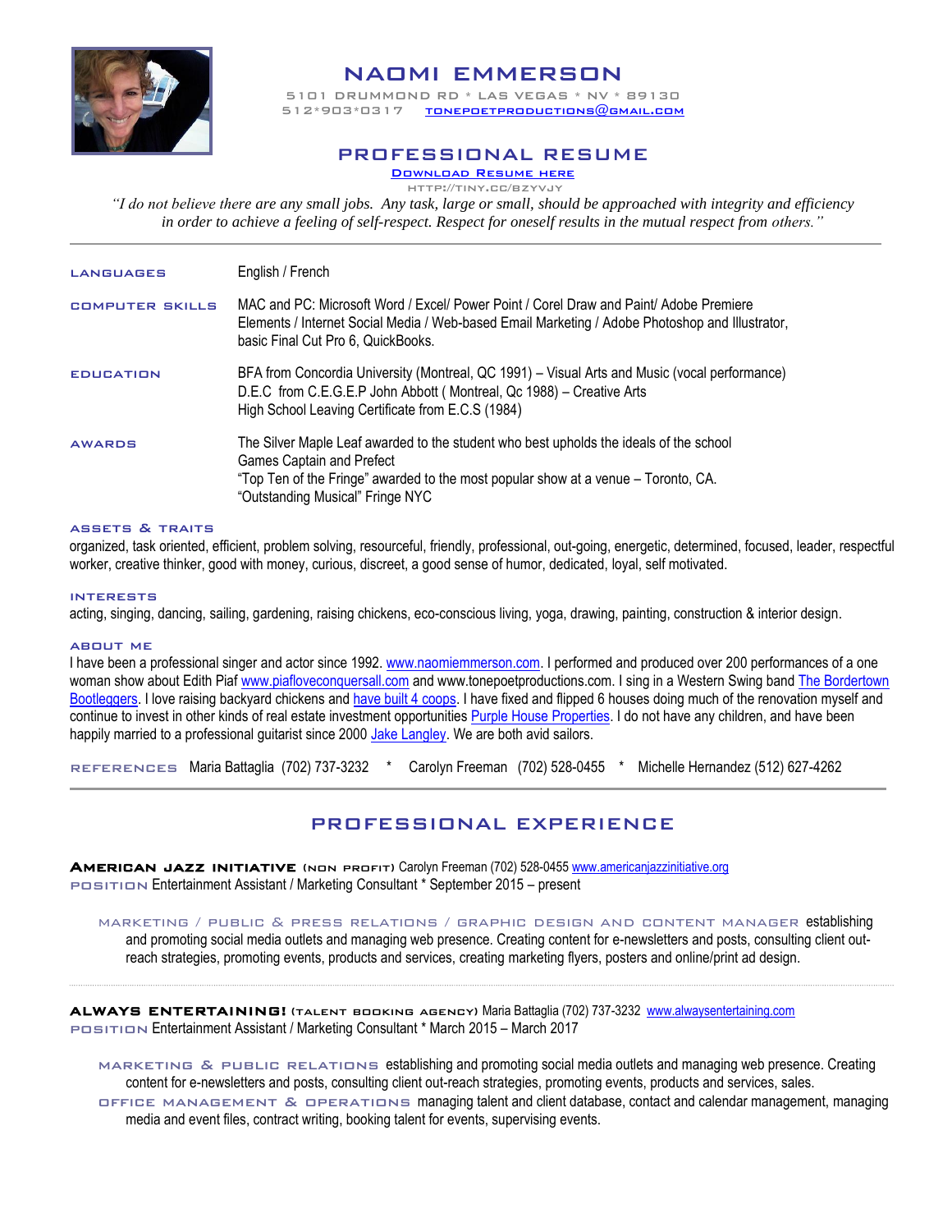# NAOMI EMMERSON

5101 DRUMMOND RD * LAS VEGAS * NV * 89130
512*903*0317 TONEPOETPRODUCTIONS@GMAIL.COM

## PROFESSIONAL RESUME

DOWNLOAD RESUME HERE
HTTP://TINY.CC/BZYVJY

*"I do not believe there are any small jobs. Any task, large or small, should be approached with integrity and efficiency in order to achieve a feeling of self-respect. Respect for oneself results in the mutual respect from others."*

---

**LANGUAGES** English / French

**COMPUTER SKILLS** MAC and PC: Microsoft Word / Excel/ Power Point / Corel Draw and Paint/ Adobe Premiere Elements / Internet Social Media / Web-based Email Marketing / Adobe Photoshop and Illustrator, basic Final Cut Pro 6, QuickBooks.

**EDUCATION** BFA from Concordia University (Montreal, QC 1991) – Visual Arts and Music (vocal performance)
D.E.C from C.E.G.E.P John Abbott ( Montreal, Qc 1988) – Creative Arts
High School Leaving Certificate from E.C.S (1984)

**AWARDS** The Silver Maple Leaf awarded to the student who best upholds the ideals of the school
Games Captain and Prefect
"Top Ten of the Fringe" awarded to the most popular show at a venue – Toronto, CA.
"Outstanding Musical" Fringe NYC

**ASSETS & TRAITS**
organized, task oriented, efficient, problem solving, resourceful, friendly, professional, out-going, energetic, determined, focused, leader, respectful worker, creative thinker, good with money, curious, discreet, a good sense of humor, dedicated, loyal, self motivated.

**INTERESTS**
acting, singing, dancing, sailing, gardening, raising chickens, eco-conscious living, yoga, drawing, painting, construction & interior design.

**ABOUT ME**
I have been a professional singer and actor since 1992. www.naomiemmerson.com. I performed and produced over 200 performances of a one woman show about Edith Piaf www.piafloveconquersall.com and www.tonepoetproductions.com. I sing in a Western Swing band The Bordertown Bootleggers. I love raising backyard chickens and have built 4 coops. I have fixed and flipped 6 houses doing much of the renovation myself and continue to invest in other kinds of real estate investment opportunities Purple House Properties. I do not have any children, and have been happily married to a professional guitarist since 2000 Jake Langley. We are both avid sailors.

**REFERENCES** Maria Battaglia (702) 737-3232 * Carolyn Freeman (702) 528-0455 * Michelle Hernandez (512) 627-4262

---

## PROFESSIONAL EXPERIENCE

**AMERICAN JAZZ INITIATIVE** (NON PROFIT) Carolyn Freeman (702) 528-0455 www.americanjazzinitiative.org
POSITION Entertainment Assistant / Marketing Consultant * September 2015 – present

MARKETING / PUBLIC & PRESS RELATIONS / GRAPHIC DESIGN AND CONTENT MANAGER establishing and promoting social media outlets and managing web presence. Creating content for e-newsletters and posts, consulting client out-reach strategies, promoting events, products and services, creating marketing flyers, posters and online/print ad design.

---

**ALWAYS ENTERTAINING!** (TALENT BOOKING AGENCY) Maria Battaglia (702) 737-3232 www.alwaysentertaining.com
POSITION Entertainment Assistant / Marketing Consultant * March 2015 – March 2017

MARKETING & PUBLIC RELATIONS establishing and promoting social media outlets and managing web presence. Creating content for e-newsletters and posts, consulting client out-reach strategies, promoting events, products and services, sales.

OFFICE MANAGEMENT & OPERATIONS managing talent and client database, contact and calendar management, managing media and event files, contract writing, booking talent for events, supervising events.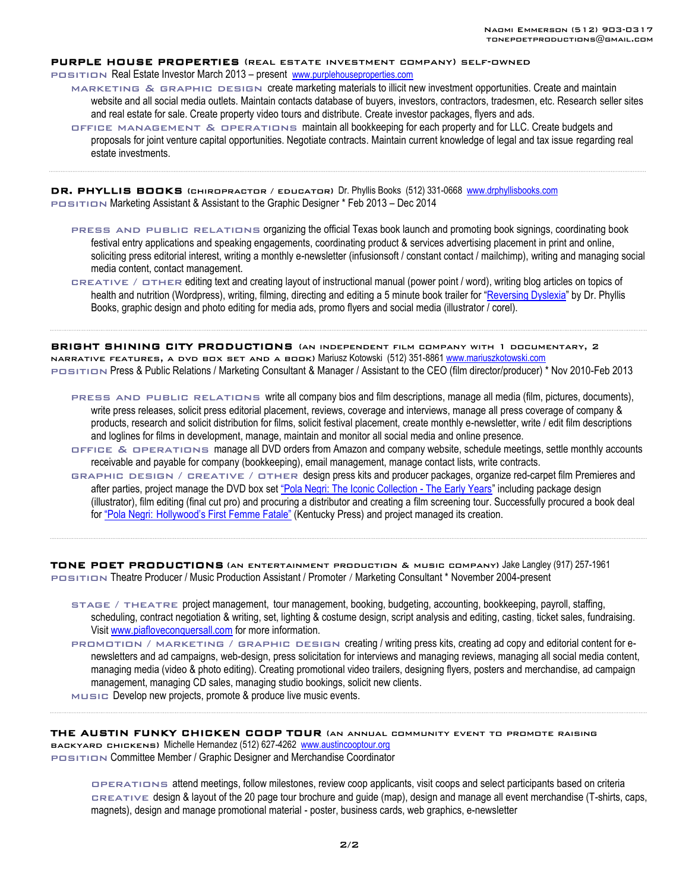Naomi Emmerson (512) 903-0317
tonepoetproductions@gmail.com

**PURPLE HOUSE PROPERTIES** (real estate investment company) self-owned

POSITION Real Estate Investor March 2013 – present www.purplehouseproperties.com

- MARKETING & GRAPHIC DESIGN create marketing materials to illicit new investment opportunities. Create and maintain website and all social media outlets. Maintain contacts database of buyers, investors, contractors, tradesmen, etc. Research seller sites and real estate for sale. Create property video tours and distribute. Create investor packages, flyers and ads.
- OFFICE MANAGEMENT & OPERATIONS maintain all bookkeeping for each property and for LLC. Create budgets and proposals for joint venture capital opportunities. Negotiate contracts. Maintain current knowledge of legal and tax issue regarding real estate investments.

---

**DR. PHYLLIS BOOKS** (chiropractor / educator) Dr. Phyllis Books (512) 331-0668 www.drphyllisbooks.com

POSITION Marketing Assistant & Assistant to the Graphic Designer * Feb 2013 – Dec 2014

- PRESS AND PUBLIC RELATIONS organizing the official Texas book launch and promoting book signings, coordinating book festival entry applications and speaking engagements, coordinating product & services advertising placement in print and online, soliciting press editorial interest, writing a monthly e-newsletter (infusionsoft / constant contact / mailchimp), writing and managing social media content, contact management.
- CREATIVE / OTHER editing text and creating layout of instructional manual (power point / word), writing blog articles on topics of health and nutrition (Wordpress), writing, filming, directing and editing a 5 minute book trailer for "Reversing Dyslexia" by Dr. Phyllis Books, graphic design and photo editing for media ads, promo flyers and social media (illustrator / corel).

---

**BRIGHT SHINING CITY PRODUCTIONS** (an independent film company with 1 documentary, 2 narrative features, a DVD box set and a book) Mariusz Kotowski (512) 351-8861 www.mariuszkotowski.com

POSITION Press & Public Relations / Marketing Consultant & Manager / Assistant to the CEO (film director/producer) * Nov 2010-Feb 2013

- PRESS AND PUBLIC RELATIONS write all company bios and film descriptions, manage all media (film, pictures, documents), write press releases, solicit press editorial placement, reviews, coverage and interviews, manage all press coverage of company & products, research and solicit distribution for films, solicit festival placement, create monthly e-newsletter, write / edit film descriptions and loglines for films in development, manage, maintain and monitor all social media and online presence.
- OFFICE & OPERATIONS manage all DVD orders from Amazon and company website, schedule meetings, settle monthly accounts receivable and payable for company (bookkeeping), email management, manage contact lists, write contracts.
- GRAPHIC DESIGN / CREATIVE / OTHER design press kits and producer packages, organize red-carpet film Premieres and after parties, project manage the DVD box set "Pola Negri: The Iconic Collection - The Early Years" including package design (illustrator), film editing (final cut pro) and procuring a distributor and creating a film screening tour. Successfully procured a book deal for "Pola Negri: Hollywood's First Femme Fatale" (Kentucky Press) and project managed its creation.

---

**TONE POET PRODUCTIONS** (an entertainment production & music company) Jake Langley (917) 257-1961

POSITION Theatre Producer / Music Production Assistant / Promoter / Marketing Consultant * November 2004-present

- STAGE / THEATRE project management, tour management, booking, budgeting, accounting, bookkeeping, payroll, staffing, scheduling, contract negotiation & writing, set, lighting & costume design, script analysis and editing, casting, ticket sales, fundraising. Visit www.piafloveconquersall.com for more information.
- PROMOTION / MARKETING / GRAPHIC DESIGN creating / writing press kits, creating ad copy and editorial content for e-newsletters and ad campaigns, web-design, press solicitation for interviews and managing reviews, managing all social media content, managing media (video & photo editing). Creating promotional video trailers, designing flyers, posters and merchandise, ad campaign management, managing CD sales, managing studio bookings, solicit new clients.
- MUSIC Develop new projects, promote & produce live music events.

---

**THE AUSTIN FUNKY CHICKEN COOP TOUR** (an annual community event to promote raising backyard chickens) Michelle Hernandez (512) 627-4262 www.austincooptour.org

POSITION Committee Member / Graphic Designer and Merchandise Coordinator

- OPERATIONS attend meetings, follow milestones, review coop applicants, visit coops and select participants based on criteria
- CREATIVE design & layout of the 20 page tour brochure and guide (map), design and manage all event merchandise (T-shirts, caps, magnets), design and manage promotional material - poster, business cards, web graphics, e-newsletter